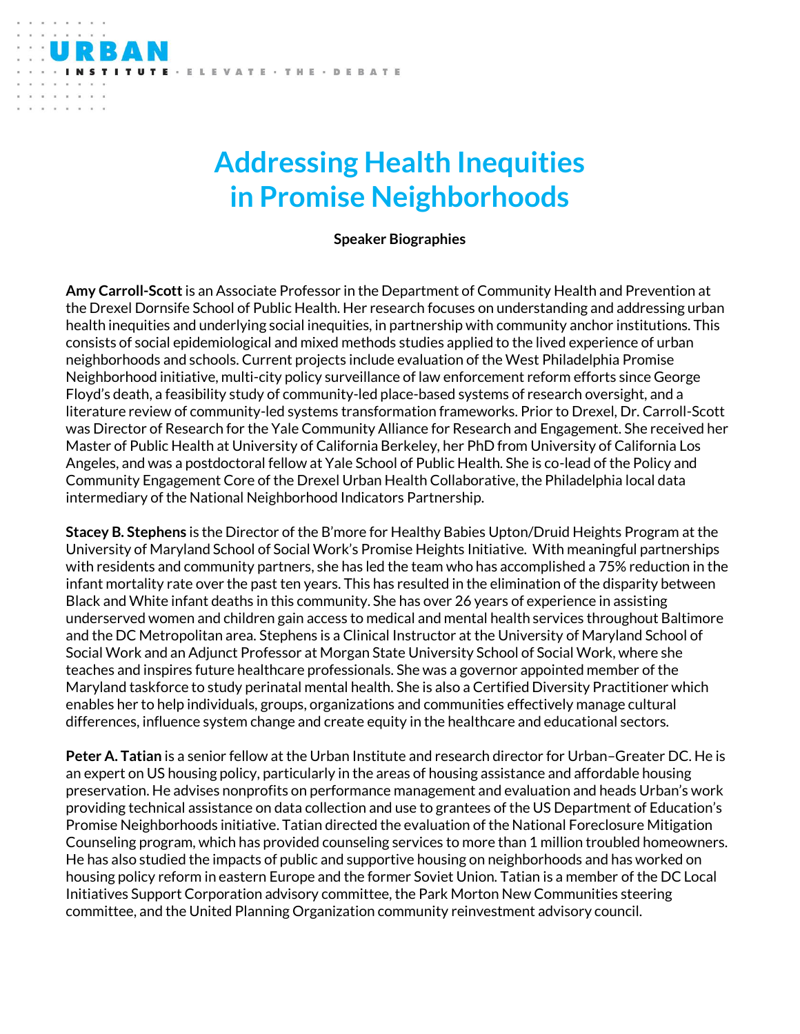# Addressing Health Inequities in Promise Neighborhoods

**Speaker Biographies**

**Amy Carroll-Scott** is an Associate Professor in the Department of Community Health and Prevention at the Drexel Dornsife School of Public Health. Her research focuses on understanding and addressing urban health inequities and underlying social inequities, in partnership with community anchor institutions. This consists of social epidemiological and mixed methods studies applied to the lived experience of urban neighborhoods and schools. Current projects include evaluation of the West Philadelphia Promise Neighborhood initiative, multi-city policy surveillance of law enforcement reform efforts since George Floyd's death, a feasibility study of community-led place-based systems of research oversight, and a literature review of community-led systems transformation frameworks. Prior to Drexel, Dr. Carroll-Scott was Director of Research for the Yale Community Alliance for Research and Engagement. She received her Master of Public Health at University of California Berkeley, her PhD from University of California Los Angeles, and was a postdoctoral fellow at Yale School of Public Health. She is co-lead of the Policy and Community Engagement Core of the Drexel Urban Health Collaborative, the Philadelphia local data intermediary of the National Neighborhood Indicators Partnership.

**Stacey B. Stephens** is the Director of the B'more for Healthy Babies Upton/Druid Heights Program at the University of Maryland School of Social Work's Promise Heights Initiative. With meaningful partnerships with residents and community partners, she has led the team who has accomplished a 75% reduction in the infant mortality rate over the past ten years. This has resulted in the elimination of the disparity between Black and White infant deaths in this community. She has over 26 years of experience in assisting underserved women and children gain access to medical and mental health services throughout Baltimore and the DC Metropolitan area. Stephens is a Clinical Instructor at the University of Maryland School of Social Work and an Adjunct Professor at Morgan State University School of Social Work, where she teaches and inspires future healthcare professionals. She was a governor appointed member of the Maryland taskforce to study perinatal mental health. She is also a Certified Diversity Practitioner which enables her to help individuals, groups, organizations and communities effectively manage cultural differences, influence system change and create equity in the healthcare and educational sectors.

**Peter A. Tatian** is a senior fellow at the Urban Institute and research director for Urban–Greater DC. He is an expert on US housing policy, particularly in the areas of housing assistance and affordable housing preservation. He advises nonprofits on performance management and evaluation and heads Urban's work providing technical assistance on data collection and use to grantees of the US Department of Education's Promise Neighborhoods initiative. Tatian directed the evaluation of the National Foreclosure Mitigation Counseling program, which has provided counseling services to more than 1 million troubled homeowners. He has also studied the impacts of public and supportive housing on neighborhoods and has worked on housing policy reform in eastern Europe and the former Soviet Union. Tatian is a member of the DC Local Initiatives Support Corporation advisory committee, the Park Morton New Communities steering committee, and the United Planning Organization community reinvestment advisory council.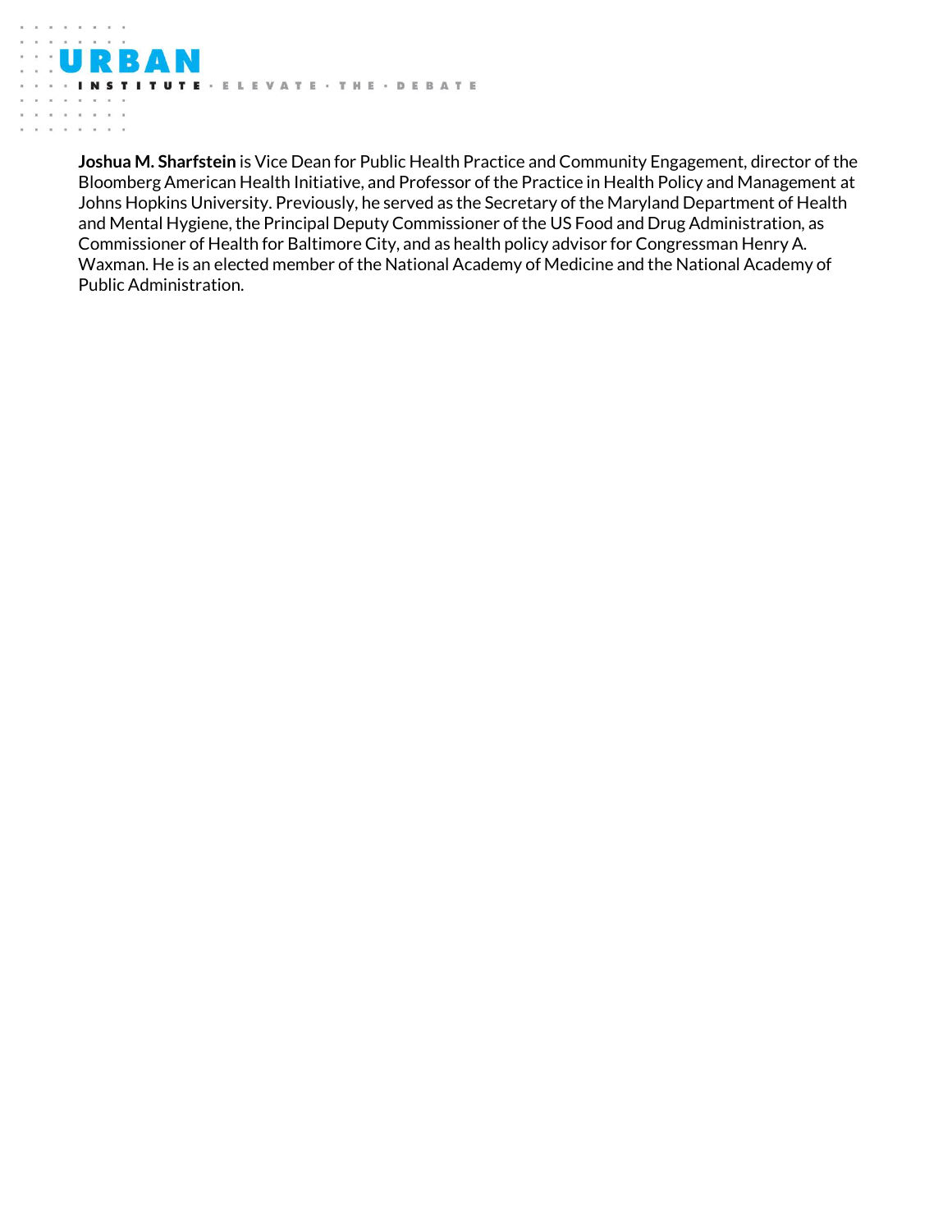**Joshua M. Sharfstein** is Vice Dean for Public Health Practice and Community Engagement, director of the Bloomberg American Health Initiative, and Professor of the Practice in Health Policy and Management at Johns Hopkins University. Previously, he served as the Secretary of the Maryland Department of Health and Mental Hygiene, the Principal Deputy Commissioner of the US Food and Drug Administration, as Commissioner of Health for Baltimore City, and as health policy advisor for Congressman Henry A. Waxman. He is an elected member of the National Academy of Medicine and the National Academy of Public Administration.